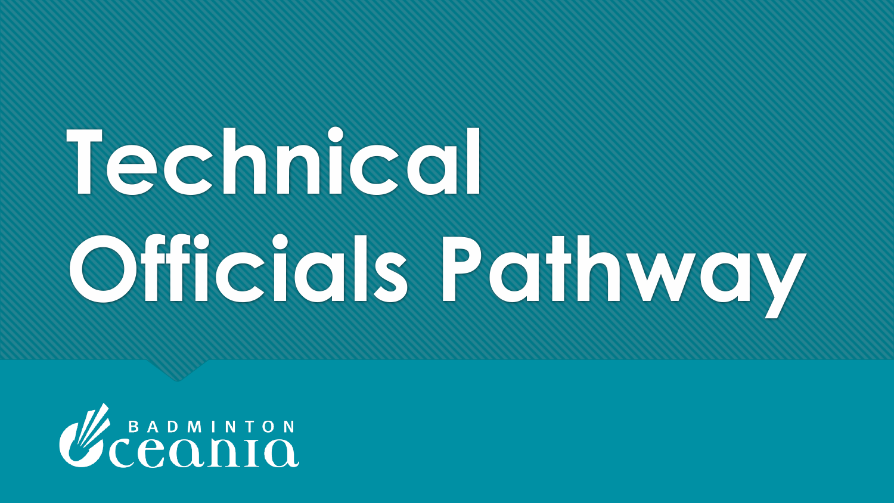# Technical Officials Pathway

BADMINTON Oceania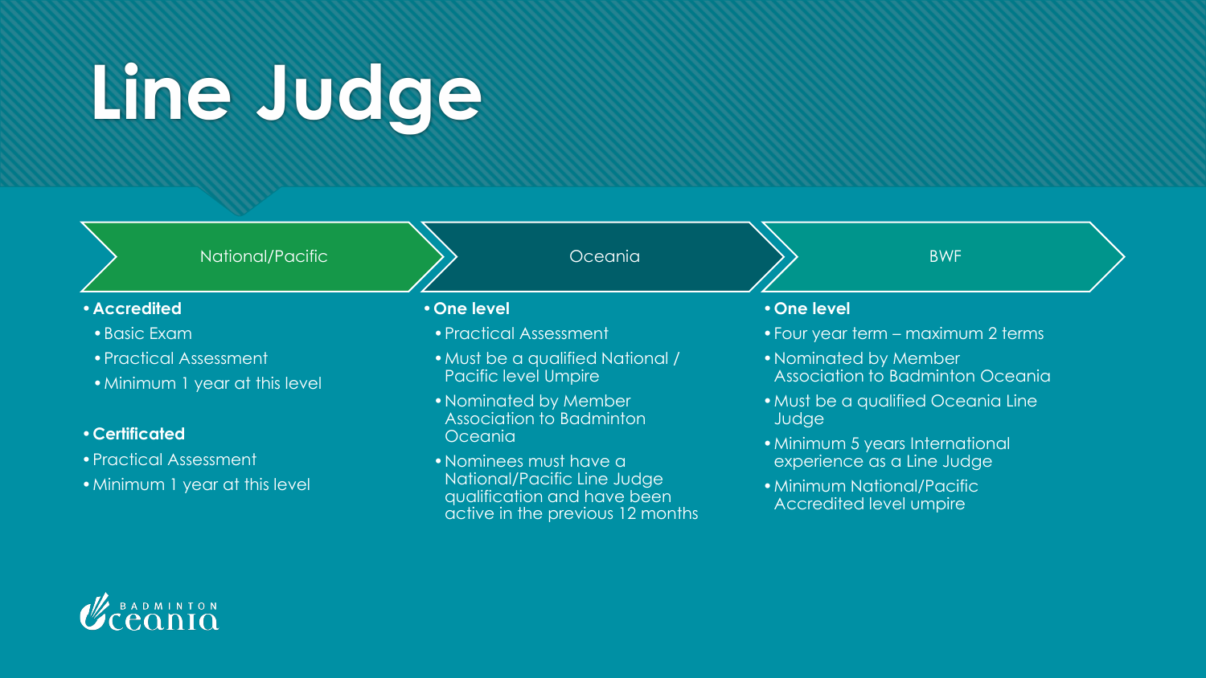# Line Judge

## National/Pacific

- **Accredited**
  - Basic Exam
  - Practical Assessment
  - Minimum 1 year at this level
- **Certificated**
- Practical Assessment
- Minimum 1 year at this level

## Oceania

- **One level**
  - Practical Assessment
  - Must be a qualified National / Pacific level Umpire
  - Nominated by Member Association to Badminton Oceania
  - Nominees must have a National/Pacific Line Judge qualification and have been active in the previous 12 months

## BWF

- **One level**
- Four year term – maximum 2 terms
- Nominated by Member Association to Badminton Oceania
- Must be a qualified Oceania Line Judge
- Minimum 5 years International experience as a Line Judge
- Minimum National/Pacific Accredited level umpire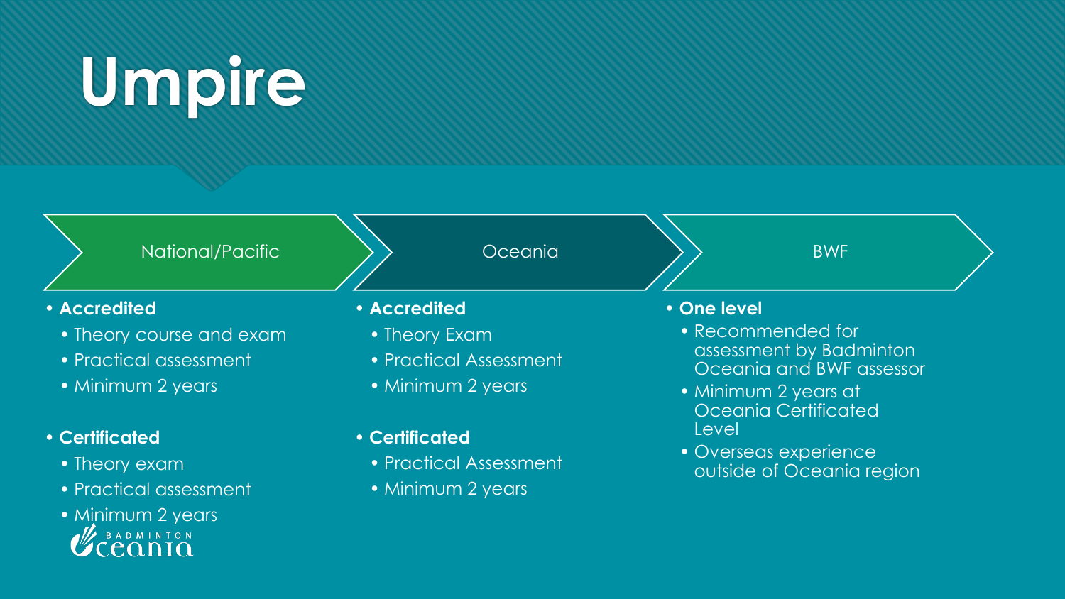# Umpire

## National/Pacific

- **Accredited**
  - Theory course and exam
  - Practical assessment
  - Minimum 2 years
- **Certificated**
  - Theory exam
  - Practical assessment
  - Minimum 2 years

## Oceania

- **Accredited**
  - Theory Exam
  - Practical Assessment
  - Minimum 2 years
- **Certificated**
  - Practical Assessment
  - Minimum 2 years

## BWF

- **One level**
  - Recommended for assessment by Badminton Oceania and BWF assessor
  - Minimum 2 years at Oceania Certificated Level
  - Overseas experience outside of Oceania region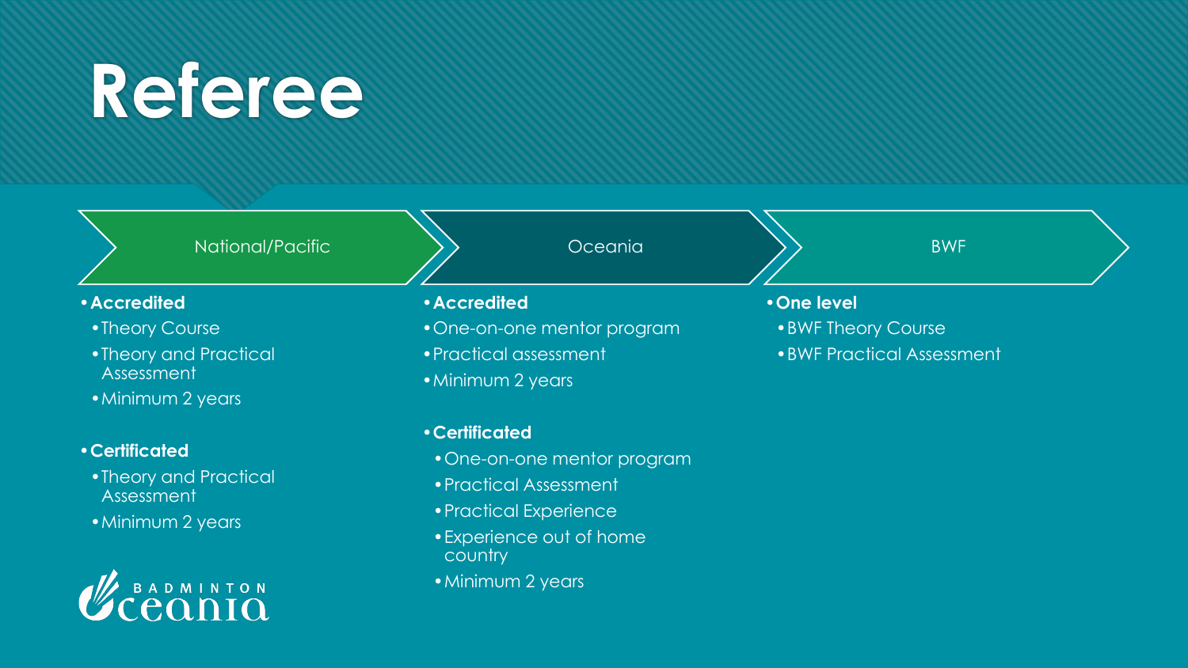# Referee

## National/Pacific

- **Accredited**
  - Theory Course
  - Theory and Practical Assessment
  - Minimum 2 years
- **Certificated**
  - Theory and Practical Assessment
  - Minimum 2 years

## Oceania

- **Accredited**
  - One-on-one mentor program
  - Practical assessment
  - Minimum 2 years
- **Certificated**
  - One-on-one mentor program
  - Practical Assessment
  - Practical Experience
  - Experience out of home country
  - Minimum 2 years

## BWF

- **One level**
  - BWF Theory Course
  - BWF Practical Assessment

BADMINTON Oceania